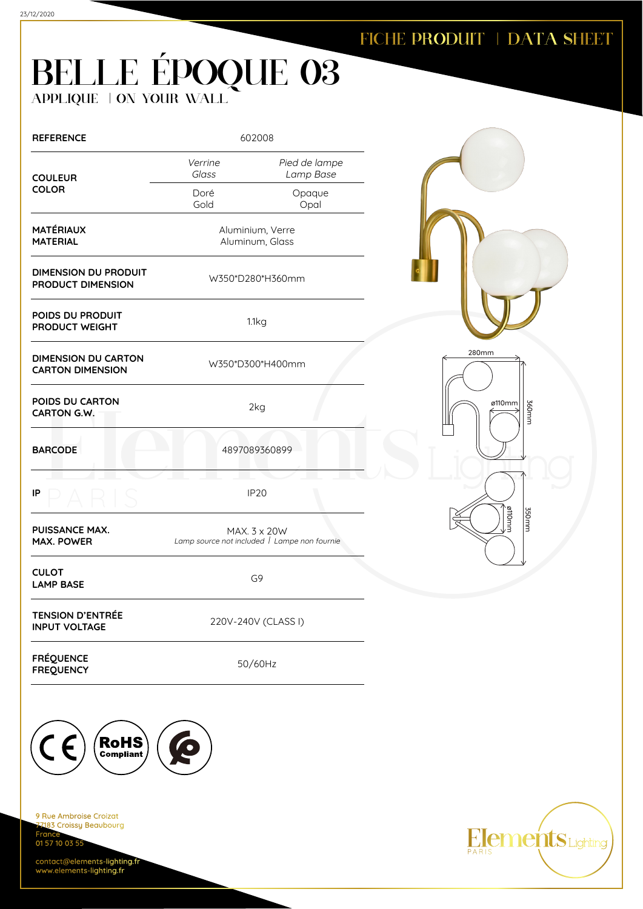FICHE PRODUIT | DATA SHEET

# BELLE ÉPOQUE 03

APPLIQUE | ON YOUR WALL

| | | |
|---|---|---|
| **REFERENCE** | 602008 | |
| **COULEUR COLOR** | *Verrine Glass* | *Pied de lampe Lamp Base* |
| | Doré Gold | Opaque Opal |
| **MATÉRIAUX MATERIAL** | Aluminium, Verre Aluminum, Glass | |
| **DIMENSION DU PRODUIT PRODUCT DIMENSION** | W350*D280*H360mm | |
| **POIDS DU PRODUIT PRODUCT WEIGHT** | 1.1kg | |
| **DIMENSION DU CARTON CARTON DIMENSION** | W350*D300*H400mm | |
| **POIDS DU CARTON CARTON G.W.** | 2kg | |
| **BARCODE** | 4897089360899 | |
| **IP** | IP20 | |
| **PUISSANCE MAX. MAX. POWER** | MAX. 3 x 20W *Lamp source not included \| Lampe non fournie* | |
| **CULOT LAMP BASE** | G9 | |
| **TENSION D'ENTRÉE INPUT VOLTAGE** | 220V-240V (CLASS I) | |
| **FRÉQUENCE FREQUENCY** | 50/60Hz | |

280mm, ø110mm, 360mm, ø110mm, 350mm

9 Rue Ambroise Croizat
77183 Croissy Beaubourg
France
01 57 10 03 55

contact@elements-lighting.fr
www.elements-lighting.fr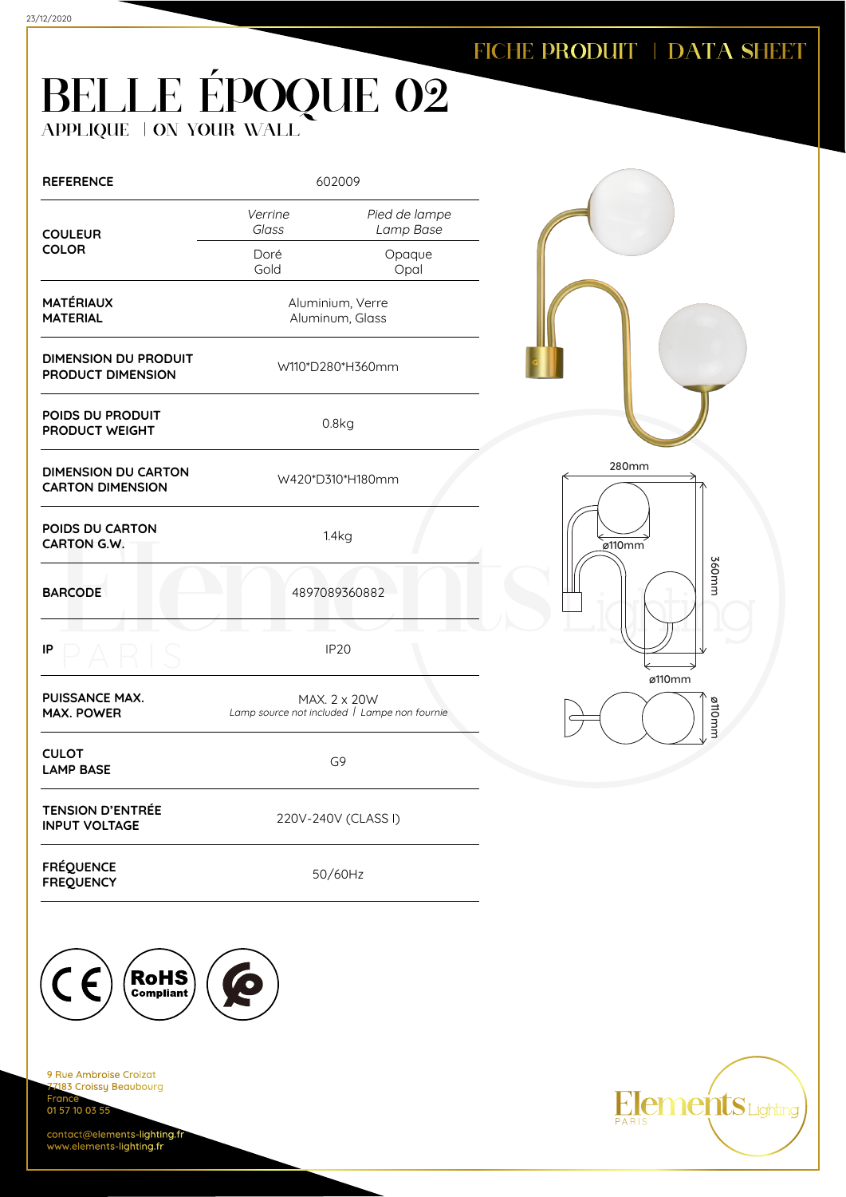FICHE PRODUIT | DATA SHEET

# BELLE ÉPOQUE 02

APPLIQUE | ON YOUR WALL

| | | |
|---|---|---|
| REFERENCE | 602009 | |
| COULEUR<br>COLOR | *Verrine*<br>*Glass* | *Pied de lampe*<br>*Lamp Base* |
| | Doré<br>Gold | Opaque<br>Opal |
| MATÉRIAUX<br>MATERIAL | Aluminium, Verre<br>Aluminum, Glass | |
| DIMENSION DU PRODUIT<br>PRODUCT DIMENSION | W110*D280*H360mm | |
| POIDS DU PRODUIT<br>PRODUCT WEIGHT | 0.8kg | |
| DIMENSION DU CARTON<br>CARTON DIMENSION | W420*D310*H180mm | |
| POIDS DU CARTON<br>CARTON G.W. | 1.4kg | |
| BARCODE | 4897089360882 | |
| IP | IP20 | |
| PUISSANCE MAX.<br>MAX. POWER | MAX. 2 x 20W<br>*Lamp source not included \| Lampe non fournie* | |
| CULOT<br>LAMP BASE | G9 | |
| TENSION D'ENTRÉE<br>INPUT VOLTAGE | 220V-240V (CLASS I) | |
| FRÉQUENCE<br>FREQUENCY | 50/60Hz | |

280mm
ø110mm
360mm
ø110mm
ø110mm

9 Rue Ambroise Croizat
77183 Croissy Beaubourg
France
01 57 10 03 55

contact@elements-lighting.fr
www.elements-lighting.fr